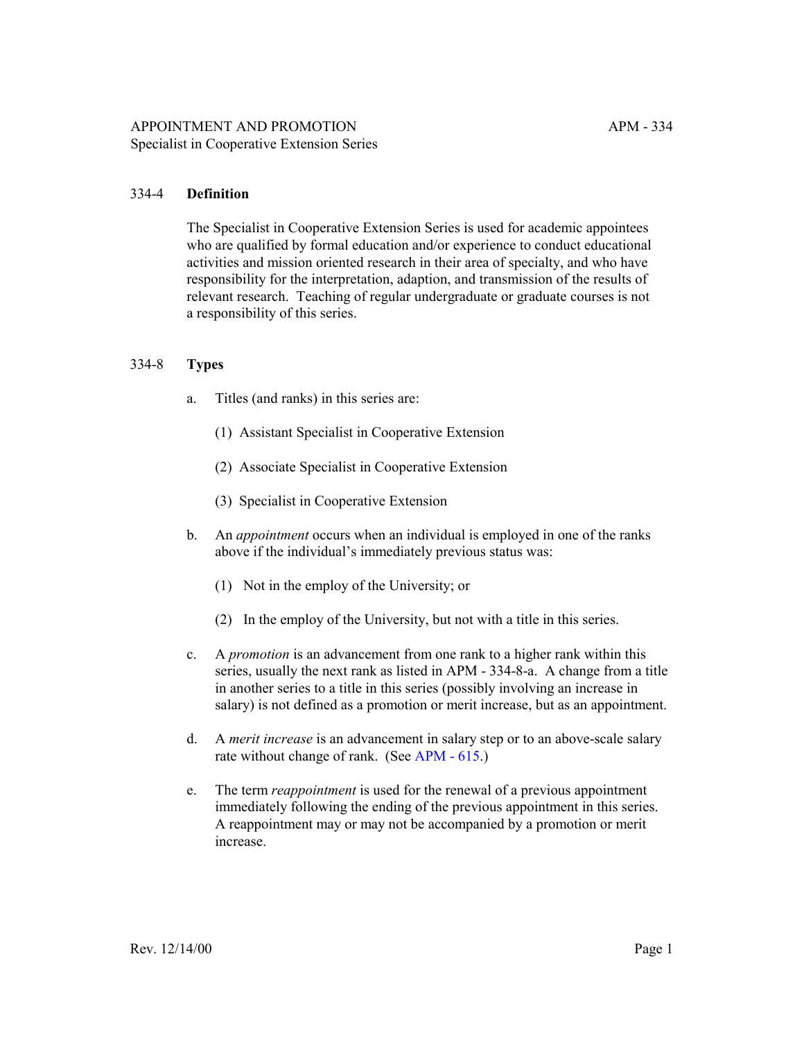APPOINTMENT AND PROMOTION
Specialist in Cooperative Extension Series

## 334-4 Definition

The Specialist in Cooperative Extension Series is used for academic appointees who are qualified by formal education and/or experience to conduct educational activities and mission oriented research in their area of specialty, and who have responsibility for the interpretation, adaption, and transmission of the results of relevant research. Teaching of regular undergraduate or graduate courses is not a responsibility of this series.

## 334-8 Types

a. Titles (and ranks) in this series are:

   (1) Assistant Specialist in Cooperative Extension

   (2) Associate Specialist in Cooperative Extension

   (3) Specialist in Cooperative Extension

b. An *appointment* occurs when an individual is employed in one of the ranks above if the individual's immediately previous status was:

   (1) Not in the employ of the University; or

   (2) In the employ of the University, but not with a title in this series.

c. A *promotion* is an advancement from one rank to a higher rank within this series, usually the next rank as listed in APM - 334-8-a. A change from a title in another series to a title in this series (possibly involving an increase in salary) is not defined as a promotion or merit increase, but as an appointment.

d. A *merit increase* is an advancement in salary step or to an above-scale salary rate without change of rank. (See APM - 615.)

e. The term *reappointment* is used for the renewal of a previous appointment immediately following the ending of the previous appointment in this series. A reappointment may or may not be accompanied by a promotion or merit increase.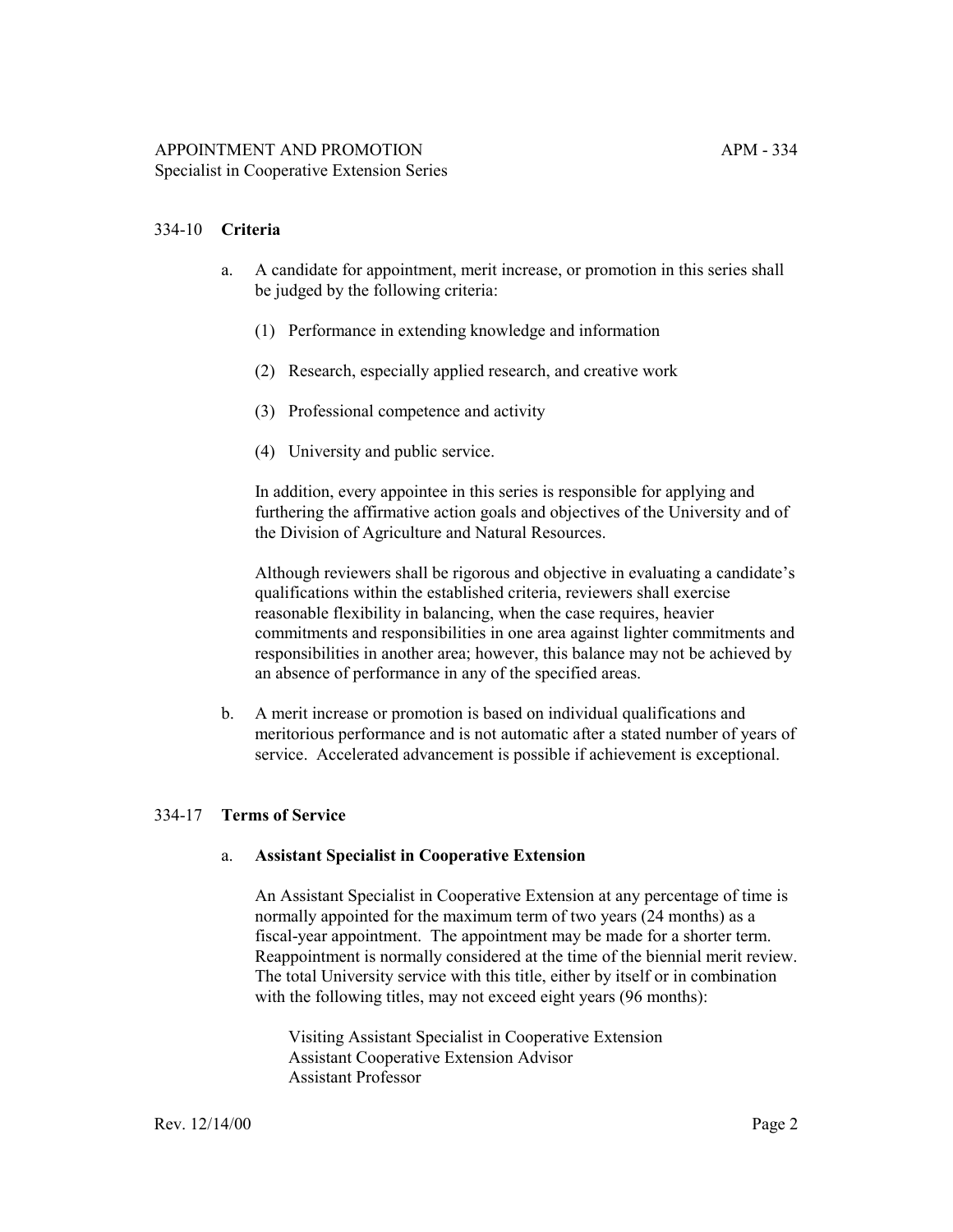## 334-10 **Criteria**

a. A candidate for appointment, merit increase, or promotion in this series shall be judged by the following criteria:

   (1) Performance in extending knowledge and information

   (2) Research, especially applied research, and creative work

   (3) Professional competence and activity

   (4) University and public service.

   In addition, every appointee in this series is responsible for applying and furthering the affirmative action goals and objectives of the University and of the Division of Agriculture and Natural Resources.

   Although reviewers shall be rigorous and objective in evaluating a candidate's qualifications within the established criteria, reviewers shall exercise reasonable flexibility in balancing, when the case requires, heavier commitments and responsibilities in one area against lighter commitments and responsibilities in another area; however, this balance may not be achieved by an absence of performance in any of the specified areas.

b. A merit increase or promotion is based on individual qualifications and meritorious performance and is not automatic after a stated number of years of service. Accelerated advancement is possible if achievement is exceptional.

## 334-17 **Terms of Service**

a. **Assistant Specialist in Cooperative Extension**

   An Assistant Specialist in Cooperative Extension at any percentage of time is normally appointed for the maximum term of two years (24 months) as a fiscal-year appointment. The appointment may be made for a shorter term. Reappointment is normally considered at the time of the biennial merit review. The total University service with this title, either by itself or in combination with the following titles, may not exceed eight years (96 months):

   Visiting Assistant Specialist in Cooperative Extension
   Assistant Cooperative Extension Advisor
   Assistant Professor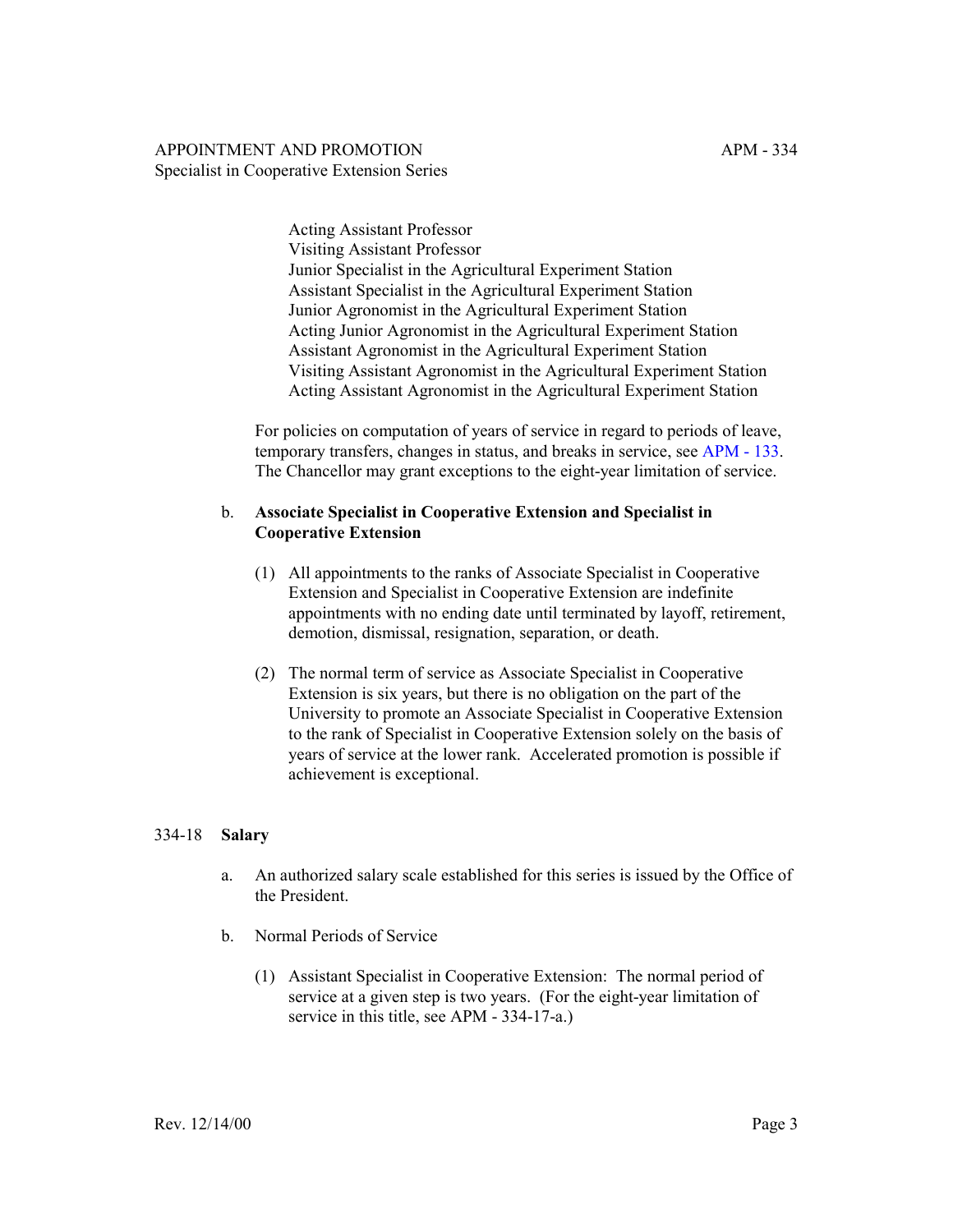Acting Assistant Professor
Visiting Assistant Professor
Junior Specialist in the Agricultural Experiment Station
Assistant Specialist in the Agricultural Experiment Station
Junior Agronomist in the Agricultural Experiment Station
Acting Junior Agronomist in the Agricultural Experiment Station
Assistant Agronomist in the Agricultural Experiment Station
Visiting Assistant Agronomist in the Agricultural Experiment Station
Acting Assistant Agronomist in the Agricultural Experiment Station

For policies on computation of years of service in regard to periods of leave, temporary transfers, changes in status, and breaks in service, see APM - 133. The Chancellor may grant exceptions to the eight-year limitation of service.

b. **Associate Specialist in Cooperative Extension and Specialist in Cooperative Extension**

(1) All appointments to the ranks of Associate Specialist in Cooperative Extension and Specialist in Cooperative Extension are indefinite appointments with no ending date until terminated by layoff, retirement, demotion, dismissal, resignation, separation, or death.

(2) The normal term of service as Associate Specialist in Cooperative Extension is six years, but there is no obligation on the part of the University to promote an Associate Specialist in Cooperative Extension to the rank of Specialist in Cooperative Extension solely on the basis of years of service at the lower rank. Accelerated promotion is possible if achievement is exceptional.

## 334-18 **Salary**

a. An authorized salary scale established for this series is issued by the Office of the President.

b. Normal Periods of Service

(1) Assistant Specialist in Cooperative Extension: The normal period of service at a given step is two years. (For the eight-year limitation of service in this title, see APM - 334-17-a.)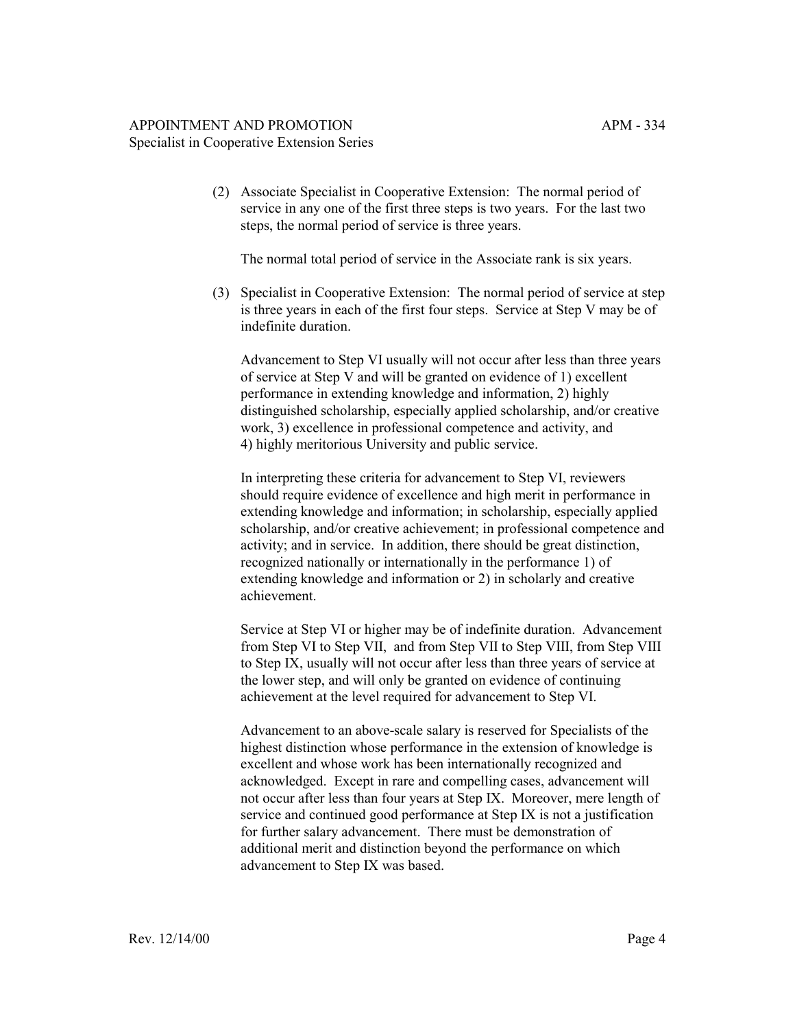(2) Associate Specialist in Cooperative Extension: The normal period of service in any one of the first three steps is two years. For the last two steps, the normal period of service is three years.

The normal total period of service in the Associate rank is six years.

(3) Specialist in Cooperative Extension: The normal period of service at step is three years in each of the first four steps. Service at Step V may be of indefinite duration.

Advancement to Step VI usually will not occur after less than three years of service at Step V and will be granted on evidence of 1) excellent performance in extending knowledge and information, 2) highly distinguished scholarship, especially applied scholarship, and/or creative work, 3) excellence in professional competence and activity, and 4) highly meritorious University and public service.

In interpreting these criteria for advancement to Step VI, reviewers should require evidence of excellence and high merit in performance in extending knowledge and information; in scholarship, especially applied scholarship, and/or creative achievement; in professional competence and activity; and in service. In addition, there should be great distinction, recognized nationally or internationally in the performance 1) of extending knowledge and information or 2) in scholarly and creative achievement.

Service at Step VI or higher may be of indefinite duration. Advancement from Step VI to Step VII, and from Step VII to Step VIII, from Step VIII to Step IX, usually will not occur after less than three years of service at the lower step, and will only be granted on evidence of continuing achievement at the level required for advancement to Step VI.

Advancement to an above-scale salary is reserved for Specialists of the highest distinction whose performance in the extension of knowledge is excellent and whose work has been internationally recognized and acknowledged. Except in rare and compelling cases, advancement will not occur after less than four years at Step IX. Moreover, mere length of service and continued good performance at Step IX is not a justification for further salary advancement. There must be demonstration of additional merit and distinction beyond the performance on which advancement to Step IX was based.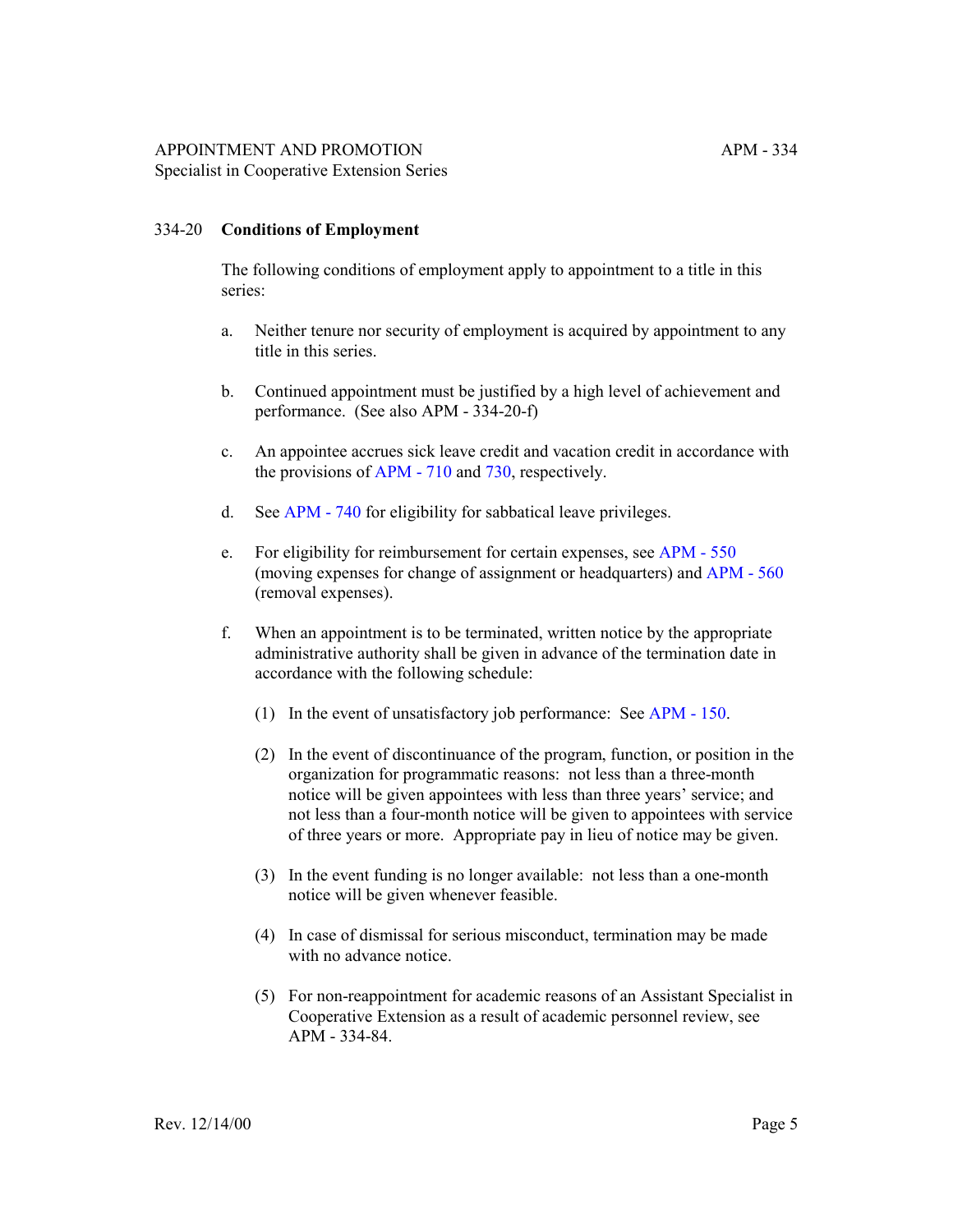## 334-20 **Conditions of Employment**

The following conditions of employment apply to appointment to a title in this series:

a. Neither tenure nor security of employment is acquired by appointment to any title in this series.

b. Continued appointment must be justified by a high level of achievement and performance. (See also APM - 334-20-f)

c. An appointee accrues sick leave credit and vacation credit in accordance with the provisions of APM - 710 and 730, respectively.

d. See APM - 740 for eligibility for sabbatical leave privileges.

e. For eligibility for reimbursement for certain expenses, see APM - 550 (moving expenses for change of assignment or headquarters) and APM - 560 (removal expenses).

f. When an appointment is to be terminated, written notice by the appropriate administrative authority shall be given in advance of the termination date in accordance with the following schedule:

   (1) In the event of unsatisfactory job performance: See APM - 150.

   (2) In the event of discontinuance of the program, function, or position in the organization for programmatic reasons: not less than a three-month notice will be given appointees with less than three years' service; and not less than a four-month notice will be given to appointees with service of three years or more. Appropriate pay in lieu of notice may be given.

   (3) In the event funding is no longer available: not less than a one-month notice will be given whenever feasible.

   (4) In case of dismissal for serious misconduct, termination may be made with no advance notice.

   (5) For non-reappointment for academic reasons of an Assistant Specialist in Cooperative Extension as a result of academic personnel review, see APM - 334-84.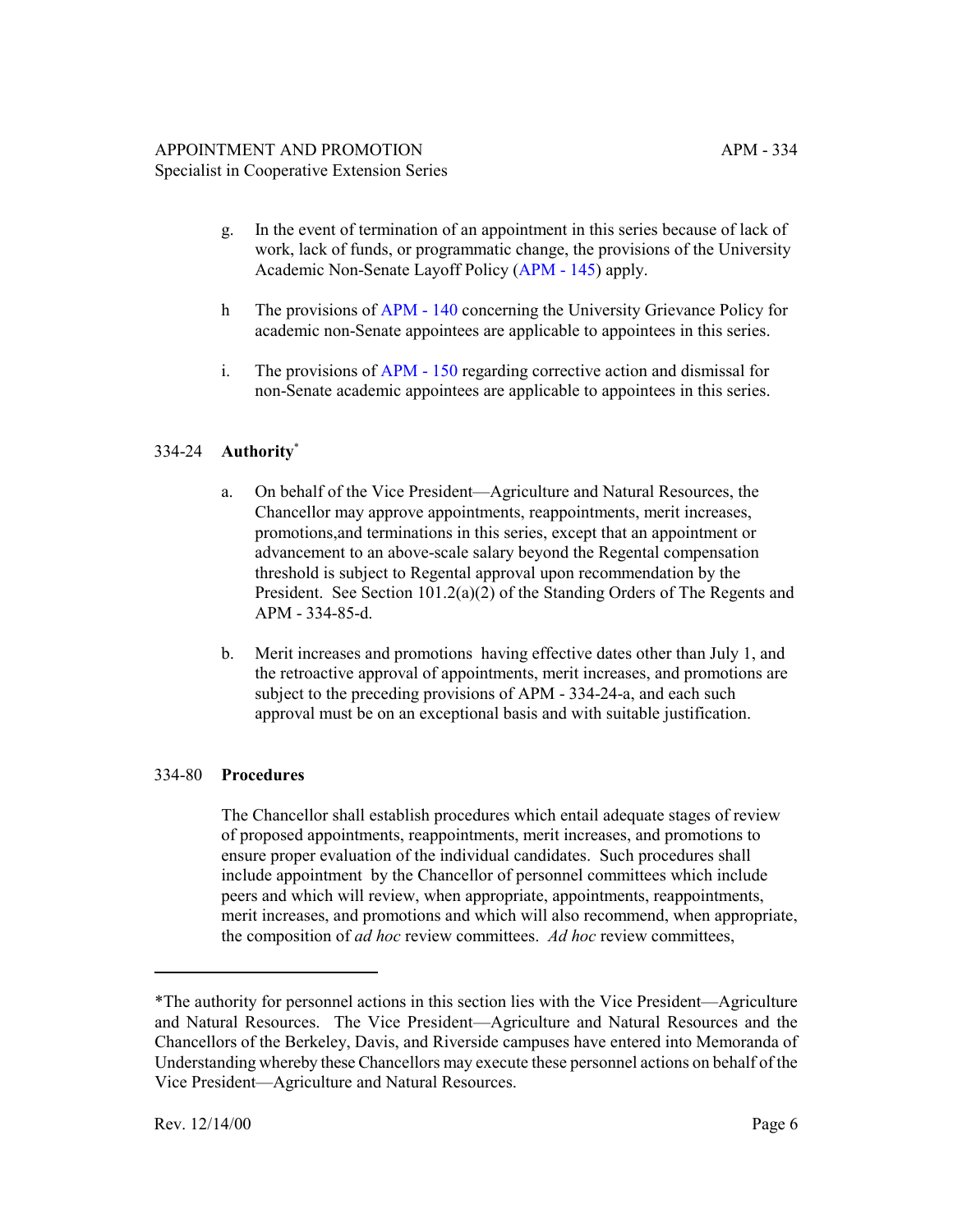g. In the event of termination of an appointment in this series because of lack of work, lack of funds, or programmatic change, the provisions of the University Academic Non-Senate Layoff Policy (APM - 145) apply.

h The provisions of APM - 140 concerning the University Grievance Policy for academic non-Senate appointees are applicable to appointees in this series.

i. The provisions of APM - 150 regarding corrective action and dismissal for non-Senate academic appointees are applicable to appointees in this series.

## 334-24 **Authority***

a. On behalf of the Vice President—Agriculture and Natural Resources, the Chancellor may approve appointments, reappointments, merit increases, promotions,and terminations in this series, except that an appointment or advancement to an above-scale salary beyond the Regental compensation threshold is subject to Regental approval upon recommendation by the President. See Section 101.2(a)(2) of the Standing Orders of The Regents and APM - 334-85-d.

b. Merit increases and promotions having effective dates other than July 1, and the retroactive approval of appointments, merit increases, and promotions are subject to the preceding provisions of APM - 334-24-a, and each such approval must be on an exceptional basis and with suitable justification.

## 334-80 **Procedures**

The Chancellor shall establish procedures which entail adequate stages of review of proposed appointments, reappointments, merit increases, and promotions to ensure proper evaluation of the individual candidates. Such procedures shall include appointment by the Chancellor of personnel committees which include peers and which will review, when appropriate, appointments, reappointments, merit increases, and promotions and which will also recommend, when appropriate, the composition of *ad hoc* review committees. *Ad hoc* review committees,

---

*The authority for personnel actions in this section lies with the Vice President—Agriculture and Natural Resources. The Vice President—Agriculture and Natural Resources and the Chancellors of the Berkeley, Davis, and Riverside campuses have entered into Memoranda of Understanding whereby these Chancellors may execute these personnel actions on behalf of the Vice President—Agriculture and Natural Resources.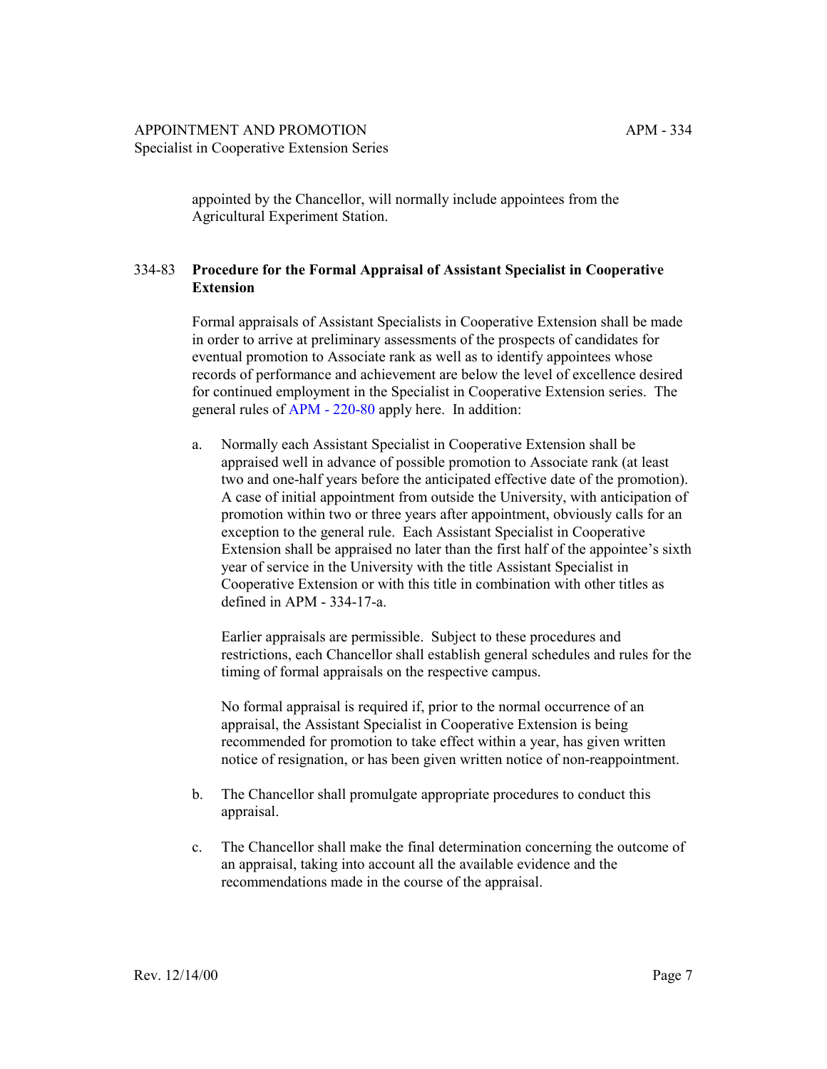appointed by the Chancellor, will normally include appointees from the Agricultural Experiment Station.

## 334-83 Procedure for the Formal Appraisal of Assistant Specialist in Cooperative Extension

Formal appraisals of Assistant Specialists in Cooperative Extension shall be made in order to arrive at preliminary assessments of the prospects of candidates for eventual promotion to Associate rank as well as to identify appointees whose records of performance and achievement are below the level of excellence desired for continued employment in the Specialist in Cooperative Extension series. The general rules of APM - 220-80 apply here. In addition:

a. Normally each Assistant Specialist in Cooperative Extension shall be appraised well in advance of possible promotion to Associate rank (at least two and one-half years before the anticipated effective date of the promotion). A case of initial appointment from outside the University, with anticipation of promotion within two or three years after appointment, obviously calls for an exception to the general rule. Each Assistant Specialist in Cooperative Extension shall be appraised no later than the first half of the appointee's sixth year of service in the University with the title Assistant Specialist in Cooperative Extension or with this title in combination with other titles as defined in APM - 334-17-a.

   Earlier appraisals are permissible. Subject to these procedures and restrictions, each Chancellor shall establish general schedules and rules for the timing of formal appraisals on the respective campus.

   No formal appraisal is required if, prior to the normal occurrence of an appraisal, the Assistant Specialist in Cooperative Extension is being recommended for promotion to take effect within a year, has given written notice of resignation, or has been given written notice of non-reappointment.

b. The Chancellor shall promulgate appropriate procedures to conduct this appraisal.

c. The Chancellor shall make the final determination concerning the outcome of an appraisal, taking into account all the available evidence and the recommendations made in the course of the appraisal.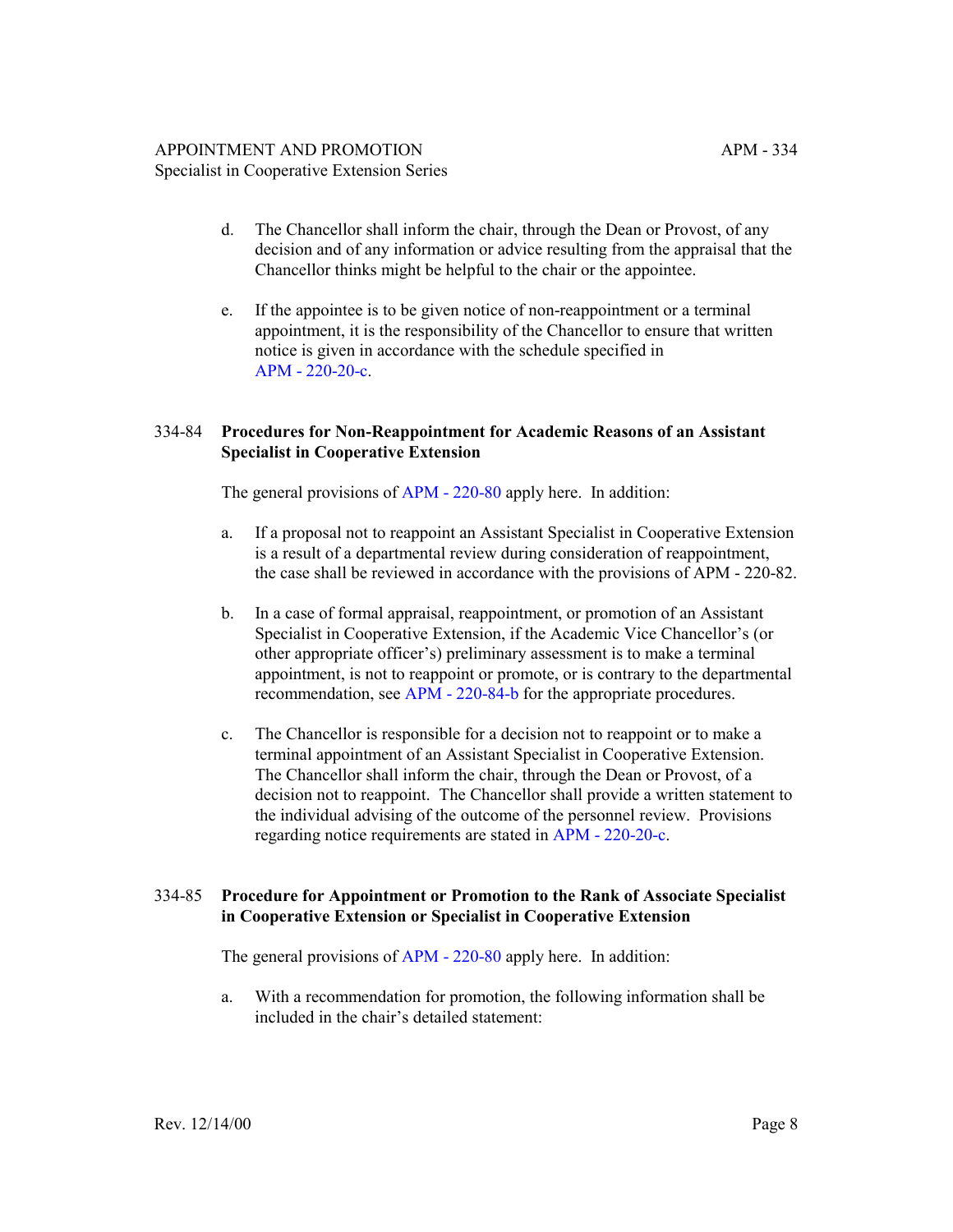d. The Chancellor shall inform the chair, through the Dean or Provost, of any decision and of any information or advice resulting from the appraisal that the Chancellor thinks might be helpful to the chair or the appointee.

e. If the appointee is to be given notice of non-reappointment or a terminal appointment, it is the responsibility of the Chancellor to ensure that written notice is given in accordance with the schedule specified in APM - 220-20-c.

### 334-84 Procedures for Non-Reappointment for Academic Reasons of an Assistant Specialist in Cooperative Extension

The general provisions of APM - 220-80 apply here. In addition:

a. If a proposal not to reappoint an Assistant Specialist in Cooperative Extension is a result of a departmental review during consideration of reappointment, the case shall be reviewed in accordance with the provisions of APM - 220-82.

b. In a case of formal appraisal, reappointment, or promotion of an Assistant Specialist in Cooperative Extension, if the Academic Vice Chancellor's (or other appropriate officer's) preliminary assessment is to make a terminal appointment, is not to reappoint or promote, or is contrary to the departmental recommendation, see APM - 220-84-b for the appropriate procedures.

c. The Chancellor is responsible for a decision not to reappoint or to make a terminal appointment of an Assistant Specialist in Cooperative Extension. The Chancellor shall inform the chair, through the Dean or Provost, of a decision not to reappoint. The Chancellor shall provide a written statement to the individual advising of the outcome of the personnel review. Provisions regarding notice requirements are stated in APM - 220-20-c.

### 334-85 Procedure for Appointment or Promotion to the Rank of Associate Specialist in Cooperative Extension or Specialist in Cooperative Extension

The general provisions of APM - 220-80 apply here. In addition:

a. With a recommendation for promotion, the following information shall be included in the chair's detailed statement: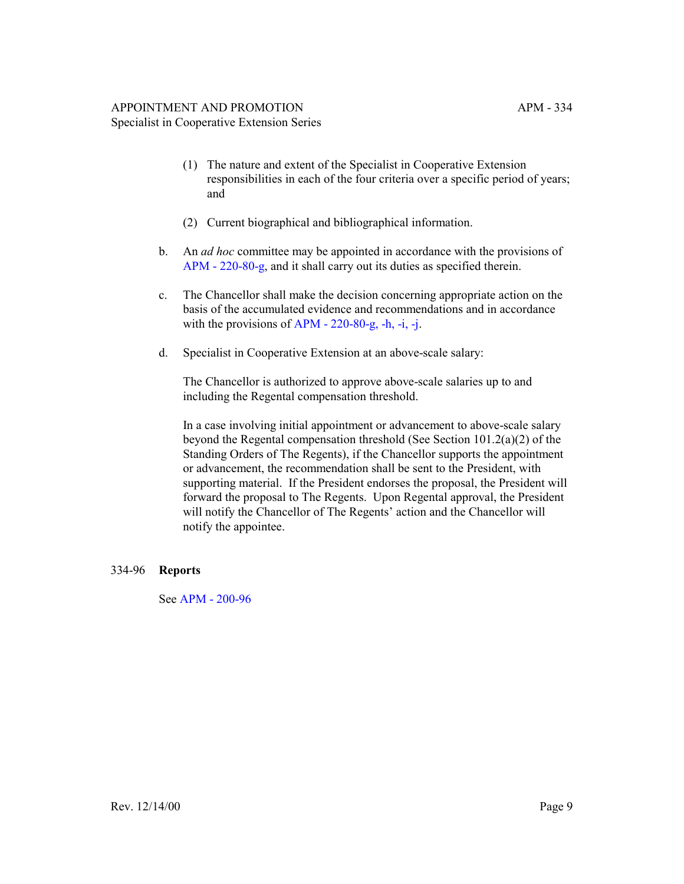(1) The nature and extent of the Specialist in Cooperative Extension responsibilities in each of the four criteria over a specific period of years; and

(2) Current biographical and bibliographical information.

b. An *ad hoc* committee may be appointed in accordance with the provisions of APM - 220-80-g, and it shall carry out its duties as specified therein.

c. The Chancellor shall make the decision concerning appropriate action on the basis of the accumulated evidence and recommendations and in accordance with the provisions of APM - 220-80-g, -h, -i, -j.

d. Specialist in Cooperative Extension at an above-scale salary:

The Chancellor is authorized to approve above-scale salaries up to and including the Regental compensation threshold.

In a case involving initial appointment or advancement to above-scale salary beyond the Regental compensation threshold (See Section 101.2(a)(2) of the Standing Orders of The Regents), if the Chancellor supports the appointment or advancement, the recommendation shall be sent to the President, with supporting material. If the President endorses the proposal, the President will forward the proposal to The Regents. Upon Regental approval, the President will notify the Chancellor of The Regents' action and the Chancellor will notify the appointee.

## 334-96 **Reports**

See APM - 200-96